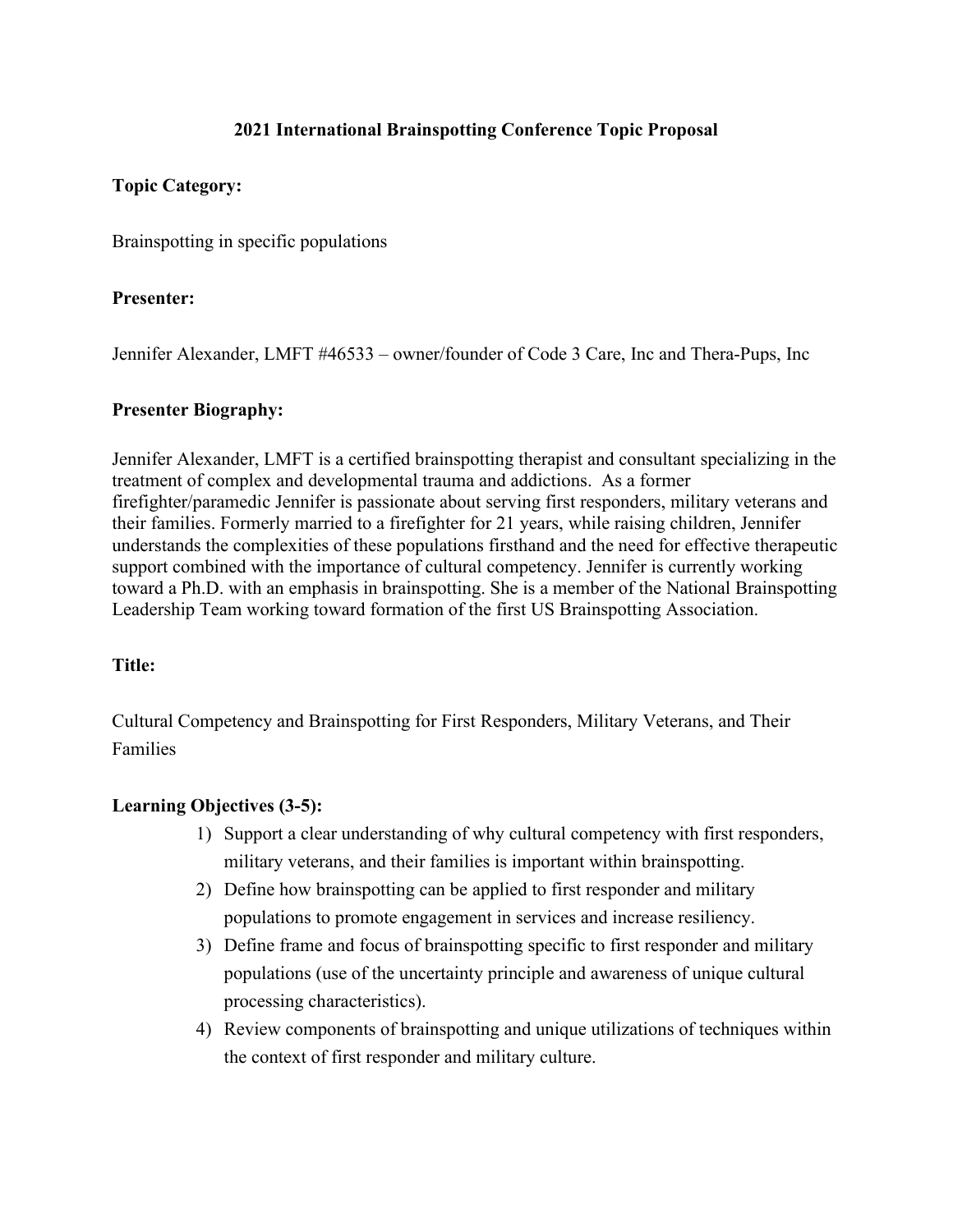# 2021 International Brainspotting Conference Topic Proposal

**Topic Category:**

Brainspotting in specific populations

**Presenter:**

Jennifer Alexander, LMFT #46533 – owner/founder of Code 3 Care, Inc and Thera-Pups, Inc

**Presenter Biography:**

Jennifer Alexander, LMFT is a certified brainspotting therapist and consultant specializing in the treatment of complex and developmental trauma and addictions. As a former firefighter/paramedic Jennifer is passionate about serving first responders, military veterans and their families. Formerly married to a firefighter for 21 years, while raising children, Jennifer understands the complexities of these populations firsthand and the need for effective therapeutic support combined with the importance of cultural competency. Jennifer is currently working toward a Ph.D. with an emphasis in brainspotting. She is a member of the National Brainspotting Leadership Team working toward formation of the first US Brainspotting Association.

**Title:**

Cultural Competency and Brainspotting for First Responders, Military Veterans, and Their Families

**Learning Objectives (3-5):**

1) Support a clear understanding of why cultural competency with first responders, military veterans, and their families is important within brainspotting.
2) Define how brainspotting can be applied to first responder and military populations to promote engagement in services and increase resiliency.
3) Define frame and focus of brainspotting specific to first responder and military populations (use of the uncertainty principle and awareness of unique cultural processing characteristics).
4) Review components of brainspotting and unique utilizations of techniques within the context of first responder and military culture.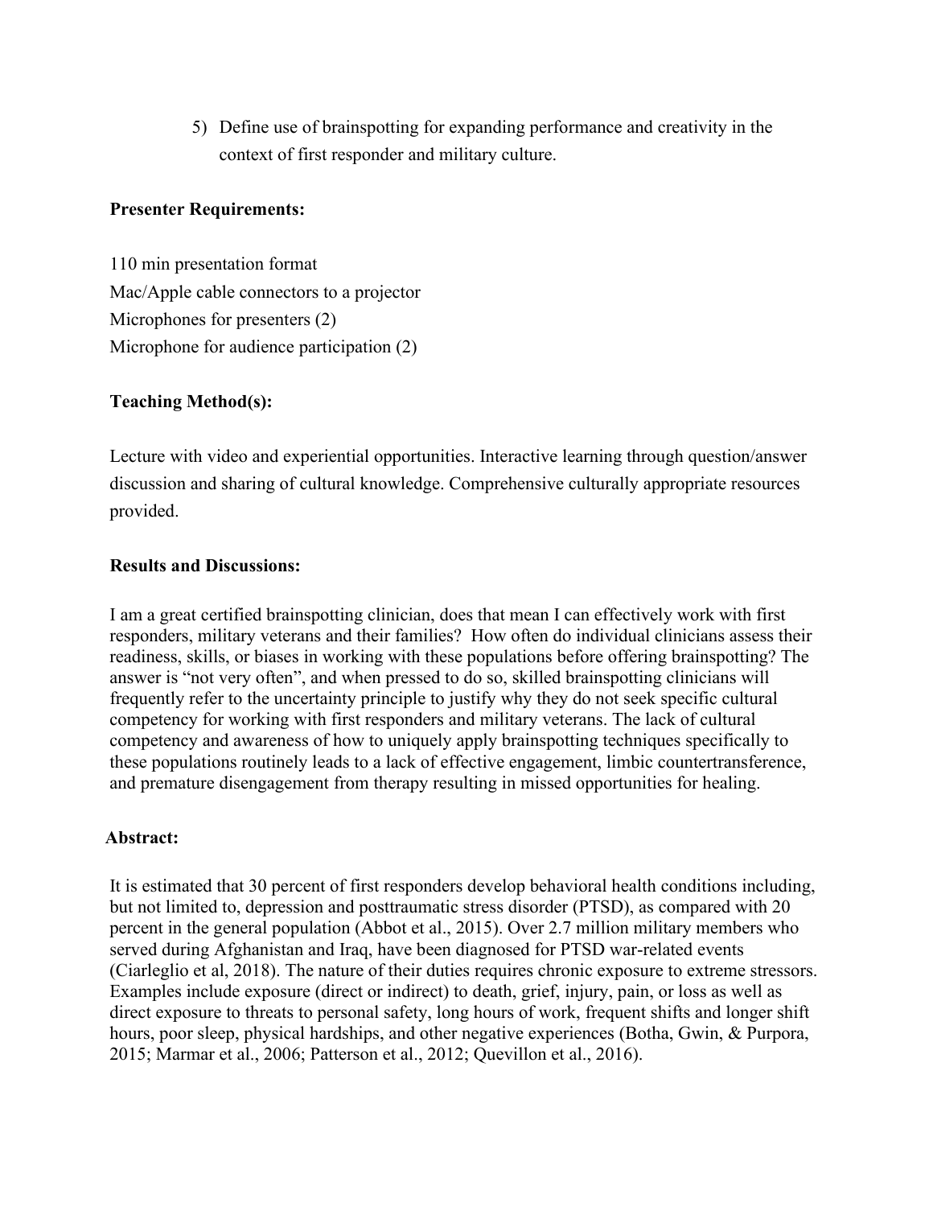5) Define use of brainspotting for expanding performance and creativity in the context of first responder and military culture.

**Presenter Requirements:**

110 min presentation format
Mac/Apple cable connectors to a projector
Microphones for presenters (2)
Microphone for audience participation (2)

**Teaching Method(s):**

Lecture with video and experiential opportunities. Interactive learning through question/answer discussion and sharing of cultural knowledge. Comprehensive culturally appropriate resources provided.

**Results and Discussions:**

I am a great certified brainspotting clinician, does that mean I can effectively work with first responders, military veterans and their families? How often do individual clinicians assess their readiness, skills, or biases in working with these populations before offering brainspotting? The answer is "not very often", and when pressed to do so, skilled brainspotting clinicians will frequently refer to the uncertainty principle to justify why they do not seek specific cultural competency for working with first responders and military veterans. The lack of cultural competency and awareness of how to uniquely apply brainspotting techniques specifically to these populations routinely leads to a lack of effective engagement, limbic countertransference, and premature disengagement from therapy resulting in missed opportunities for healing.

**Abstract:**

It is estimated that 30 percent of first responders develop behavioral health conditions including, but not limited to, depression and posttraumatic stress disorder (PTSD), as compared with 20 percent in the general population (Abbot et al., 2015). Over 2.7 million military members who served during Afghanistan and Iraq, have been diagnosed for PTSD war-related events (Ciarleglio et al, 2018). The nature of their duties requires chronic exposure to extreme stressors. Examples include exposure (direct or indirect) to death, grief, injury, pain, or loss as well as direct exposure to threats to personal safety, long hours of work, frequent shifts and longer shift hours, poor sleep, physical hardships, and other negative experiences (Botha, Gwin, & Purpora, 2015; Marmar et al., 2006; Patterson et al., 2012; Quevillon et al., 2016).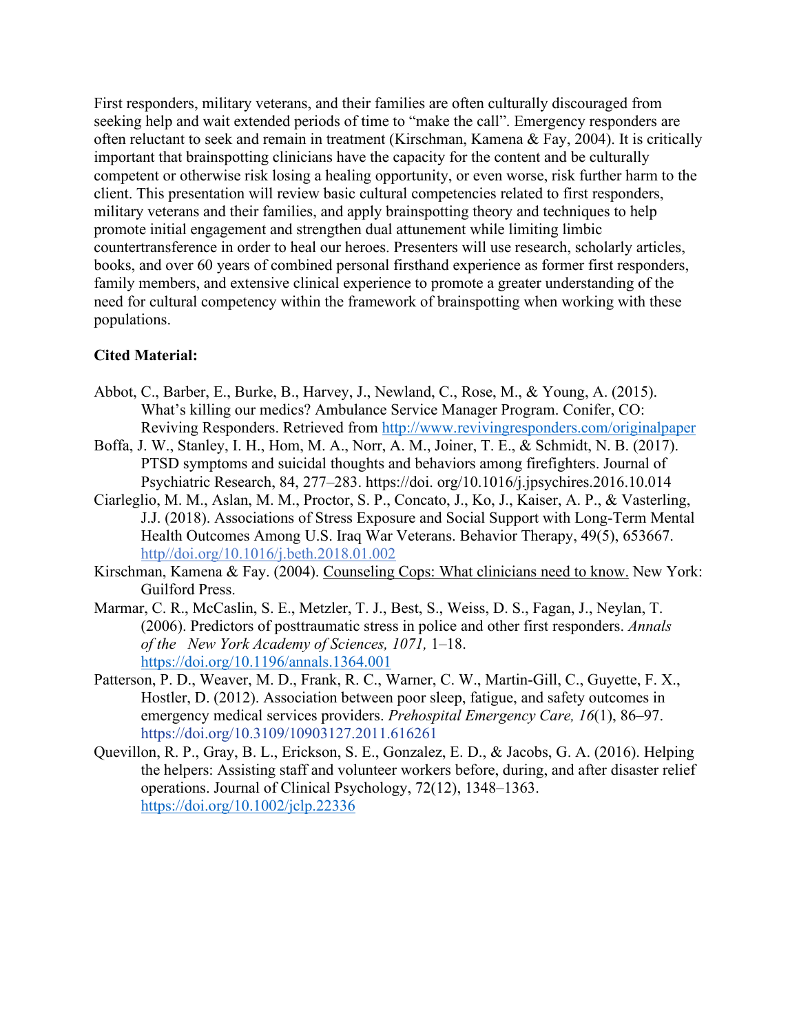First responders, military veterans, and their families are often culturally discouraged from seeking help and wait extended periods of time to "make the call". Emergency responders are often reluctant to seek and remain in treatment (Kirschman, Kamena & Fay, 2004). It is critically important that brainspotting clinicians have the capacity for the content and be culturally competent or otherwise risk losing a healing opportunity, or even worse, risk further harm to the client. This presentation will review basic cultural competencies related to first responders, military veterans and their families, and apply brainspotting theory and techniques to help promote initial engagement and strengthen dual attunement while limiting limbic countertransference in order to heal our heroes. Presenters will use research, scholarly articles, books, and over 60 years of combined personal firsthand experience as former first responders, family members, and extensive clinical experience to promote a greater understanding of the need for cultural competency within the framework of brainspotting when working with these populations.

**Cited Material:**

Abbot, C., Barber, E., Burke, B., Harvey, J., Newland, C., Rose, M., & Young, A. (2015). What's killing our medics? Ambulance Service Manager Program. Conifer, CO: Reviving Responders. Retrieved from http://www.revivingresponders.com/originalpaper

Boffa, J. W., Stanley, I. H., Hom, M. A., Norr, A. M., Joiner, T. E., & Schmidt, N. B. (2017). PTSD symptoms and suicidal thoughts and behaviors among firefighters. Journal of Psychiatric Research, 84, 277–283. https://doi. org/10.1016/j.jpsychires.2016.10.014

Ciarleglio, M. M., Aslan, M. M., Proctor, S. P., Concato, J., Ko, J., Kaiser, A. P., & Vasterling, J.J. (2018). Associations of Stress Exposure and Social Support with Long-Term Mental Health Outcomes Among U.S. Iraq War Veterans. Behavior Therapy, 49(5), 653667. http//doi.org/10.1016/j.beth.2018.01.002

Kirschman, Kamena & Fay. (2004). Counseling Cops: What clinicians need to know. New York: Guilford Press.

Marmar, C. R., McCaslin, S. E., Metzler, T. J., Best, S., Weiss, D. S., Fagan, J., Neylan, T. (2006). Predictors of posttraumatic stress in police and other first responders. *Annals of the New York Academy of Sciences, 1071,* 1–18. https://doi.org/10.1196/annals.1364.001

Patterson, P. D., Weaver, M. D., Frank, R. C., Warner, C. W., Martin-Gill, C., Guyette, F. X., Hostler, D. (2012). Association between poor sleep, fatigue, and safety outcomes in emergency medical services providers. *Prehospital Emergency Care, 16*(1), 86–97. https://doi.org/10.3109/10903127.2011.616261

Quevillon, R. P., Gray, B. L., Erickson, S. E., Gonzalez, E. D., & Jacobs, G. A. (2016). Helping the helpers: Assisting staff and volunteer workers before, during, and after disaster relief operations. Journal of Clinical Psychology, 72(12), 1348–1363. https://doi.org/10.1002/jclp.22336